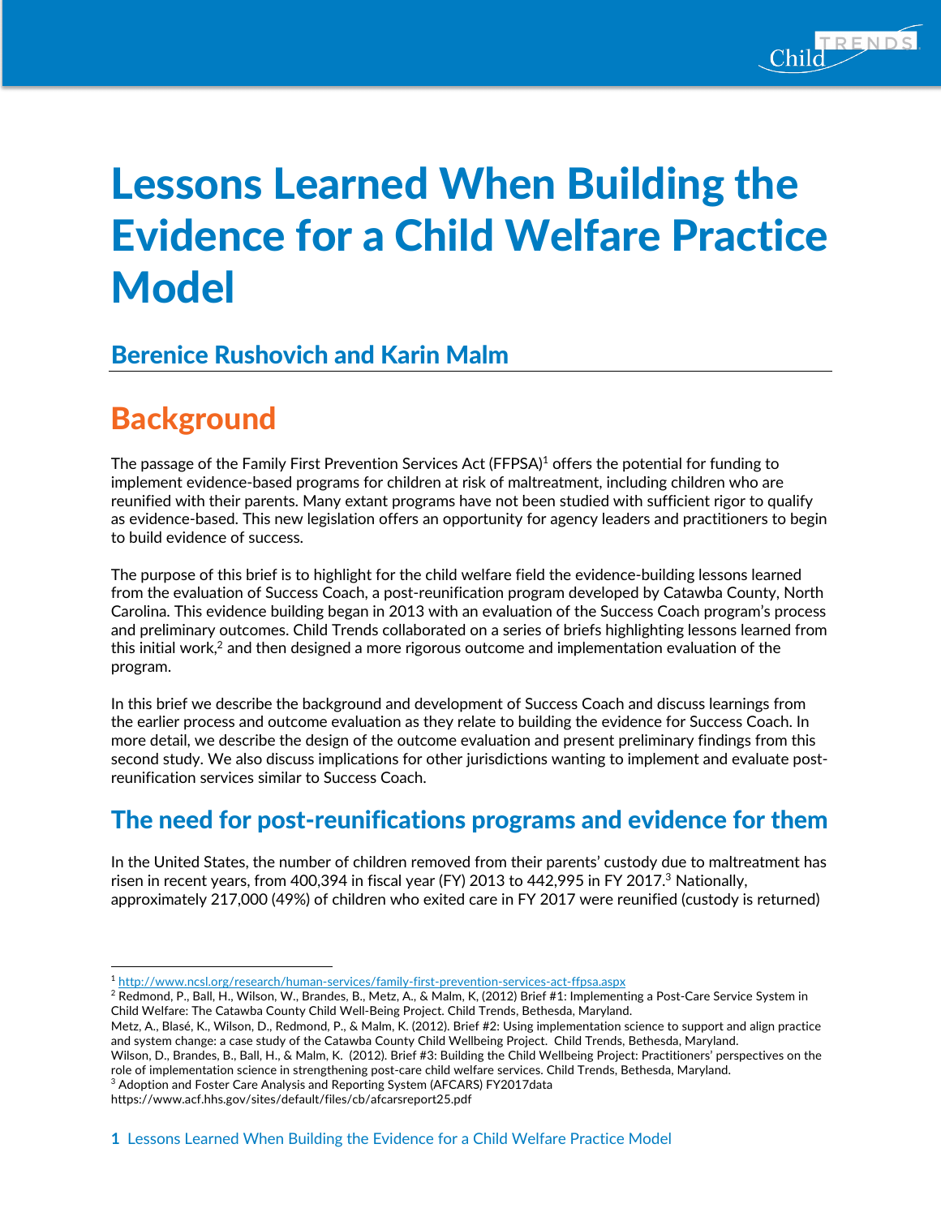# Lessons Learned When Building the Evidence for a Child Welfare Practice Model

## Berenice Rushovich and Karin Malm

## Background

The passage of the Family First Prevention Services Act (FFPSA)[1] offers the potential for funding to implement evidence-based programs for children at risk of maltreatment, including children who are reunified with their parents. Many extant programs have not been studied with sufficient rigor to qualify as evidence-based. This new legislation offers an opportunity for agency leaders and practitioners to begin to build evidence of success.

The purpose of this brief is to highlight for the child welfare field the evidence-building lessons learned from the evaluation of Success Coach, a post-reunification program developed by Catawba County, North Carolina. This evidence building began in 2013 with an evaluation of the Success Coach program's process and preliminary outcomes. Child Trends collaborated on a series of briefs highlighting lessons learned from this initial work,[2] and then designed a more rigorous outcome and implementation evaluation of the program.

In this brief we describe the background and development of Success Coach and discuss learnings from the earlier process and outcome evaluation as they relate to building the evidence for Success Coach. In more detail, we describe the design of the outcome evaluation and present preliminary findings from this second study. We also discuss implications for other jurisdictions wanting to implement and evaluate post-reunification services similar to Success Coach.

### The need for post-reunifications programs and evidence for them

In the United States, the number of children removed from their parents' custody due to maltreatment has risen in recent years, from 400,394 in fiscal year (FY) 2013 to 442,995 in FY 2017.[3] Nationally, approximately 217,000 (49%) of children who exited care in FY 2017 were reunified (custody is returned)

---

[1] http://www.ncsl.org/research/human-services/family-first-prevention-services-act-ffpsa.aspx

[2] Redmond, P., Ball, H., Wilson, W., Brandes, B., Metz, A., & Malm, K, (2012) Brief #1: Implementing a Post-Care Service System in Child Welfare: The Catawba County Child Well-Being Project. Child Trends, Bethesda, Maryland.
Metz, A., Blasé, K., Wilson, D., Redmond, P., & Malm, K. (2012). Brief #2: Using implementation science to support and align practice and system change: a case study of the Catawba County Child Wellbeing Project. Child Trends, Bethesda, Maryland.
Wilson, D., Brandes, B., Ball, H., & Malm, K. (2012). Brief #3: Building the Child Wellbeing Project: Practitioners' perspectives on the role of implementation science in strengthening post-care child welfare services. Child Trends, Bethesda, Maryland.

[3] Adoption and Foster Care Analysis and Reporting System (AFCARS) FY2017data
https://www.acf.hhs.gov/sites/default/files/cb/afcarsreport25.pdf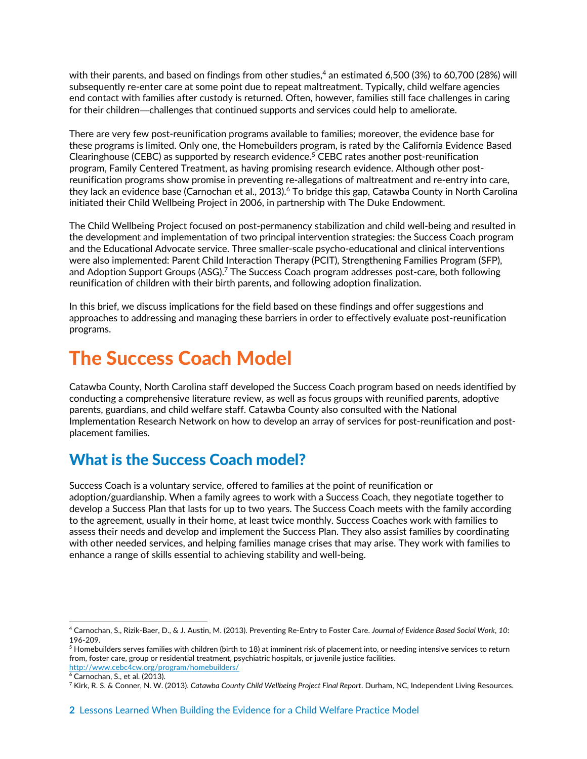with their parents, and based on findings from other studies,[4] an estimated 6,500 (3%) to 60,700 (28%) will subsequently re-enter care at some point due to repeat maltreatment. Typically, child welfare agencies end contact with families after custody is returned. Often, however, families still face challenges in caring for their children—challenges that continued supports and services could help to ameliorate.

There are very few post-reunification programs available to families; moreover, the evidence base for these programs is limited. Only one, the Homebuilders program, is rated by the California Evidence Based Clearinghouse (CEBC) as supported by research evidence.[5] CEBC rates another post-reunification program, Family Centered Treatment, as having promising research evidence. Although other post-reunification programs show promise in preventing re-allegations of maltreatment and re-entry into care, they lack an evidence base (Carnochan et al., 2013).[6] To bridge this gap, Catawba County in North Carolina initiated their Child Wellbeing Project in 2006, in partnership with The Duke Endowment.

The Child Wellbeing Project focused on post-permanency stabilization and child well-being and resulted in the development and implementation of two principal intervention strategies: the Success Coach program and the Educational Advocate service. Three smaller-scale psycho-educational and clinical interventions were also implemented: Parent Child Interaction Therapy (PCIT), Strengthening Families Program (SFP), and Adoption Support Groups (ASG).[7] The Success Coach program addresses post-care, both following reunification of children with their birth parents, and following adoption finalization.

In this brief, we discuss implications for the field based on these findings and offer suggestions and approaches to addressing and managing these barriers in order to effectively evaluate post-reunification programs.

# The Success Coach Model

Catawba County, North Carolina staff developed the Success Coach program based on needs identified by conducting a comprehensive literature review, as well as focus groups with reunified parents, adoptive parents, guardians, and child welfare staff. Catawba County also consulted with the National Implementation Research Network on how to develop an array of services for post-reunification and post-placement families.

## What is the Success Coach model?

Success Coach is a voluntary service, offered to families at the point of reunification or adoption/guardianship. When a family agrees to work with a Success Coach, they negotiate together to develop a Success Plan that lasts for up to two years. The Success Coach meets with the family according to the agreement, usually in their home, at least twice monthly. Success Coaches work with families to assess their needs and develop and implement the Success Plan. They also assist families by coordinating with other needed services, and helping families manage crises that may arise. They work with families to enhance a range of skills essential to achieving stability and well-being.

---

[4] Carnochan, S., Rizik-Baer, D., & J. Austin, M. (2013). Preventing Re-Entry to Foster Care. *Journal of Evidence Based Social Work*, *10*: 196-209.

[5] Homebuilders serves families with children (birth to 18) at imminent risk of placement into, or needing intensive services to return from, foster care, group or residential treatment, psychiatric hospitals, or juvenile justice facilities. http://www.cebc4cw.org/program/homebuilders/

[6] Carnochan, S., et al. (2013).

[7] Kirk, R. S. & Conner, N. W. (2013). *Catawba County Child Wellbeing Project Final Report*. Durham, NC, Independent Living Resources.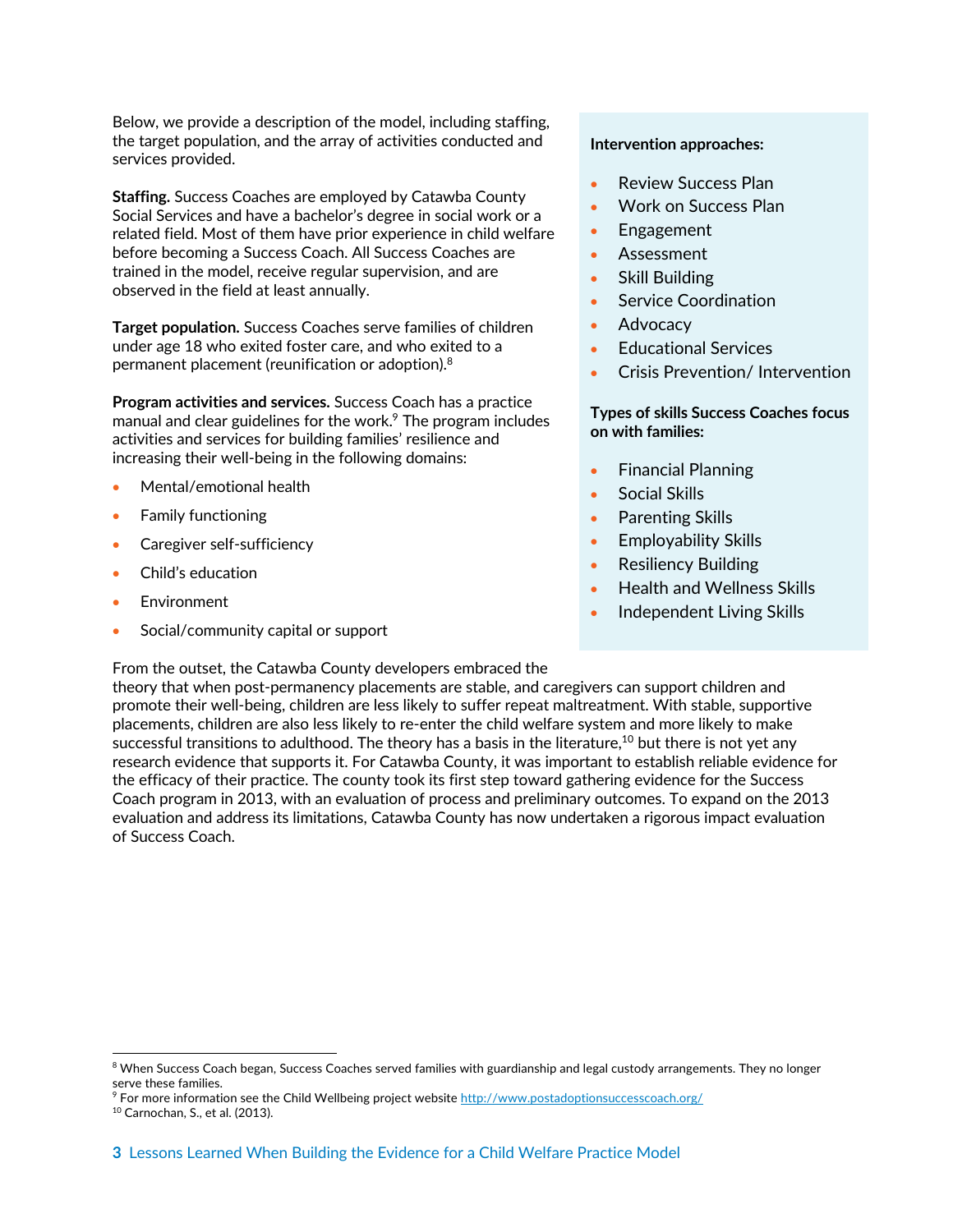Below, we provide a description of the model, including staffing, the target population, and the array of activities conducted and services provided.

**Staffing.** Success Coaches are employed by Catawba County Social Services and have a bachelor's degree in social work or a related field. Most of them have prior experience in child welfare before becoming a Success Coach. All Success Coaches are trained in the model, receive regular supervision, and are observed in the field at least annually.

**Target population.** Success Coaches serve families of children under age 18 who exited foster care, and who exited to a permanent placement (reunification or adoption).[8]

**Program activities and services.** Success Coach has a practice manual and clear guidelines for the work.[9] The program includes activities and services for building families' resilience and increasing their well-being in the following domains:

- Mental/emotional health
- Family functioning
- Caregiver self-sufficiency
- Child's education
- Environment
- Social/community capital or support

**Intervention approaches:**

- Review Success Plan
- Work on Success Plan
- Engagement
- Assessment
- Skill Building
- Service Coordination
- Advocacy
- Educational Services
- Crisis Prevention/ Intervention

**Types of skills Success Coaches focus on with families:**

- Financial Planning
- Social Skills
- Parenting Skills
- Employability Skills
- Resiliency Building
- Health and Wellness Skills
- Independent Living Skills

From the outset, the Catawba County developers embraced the theory that when post-permanency placements are stable, and caregivers can support children and promote their well-being, children are less likely to suffer repeat maltreatment. With stable, supportive placements, children are also less likely to re-enter the child welfare system and more likely to make successful transitions to adulthood. The theory has a basis in the literature,[10] but there is not yet any research evidence that supports it. For Catawba County, it was important to establish reliable evidence for the efficacy of their practice. The county took its first step toward gathering evidence for the Success Coach program in 2013, with an evaluation of process and preliminary outcomes. To expand on the 2013 evaluation and address its limitations, Catawba County has now undertaken a rigorous impact evaluation of Success Coach.

---

[8] When Success Coach began, Success Coaches served families with guardianship and legal custody arrangements. They no longer serve these families.

[9] For more information see the Child Wellbeing project website http://www.postadoptionsuccesscoach.org/

[10] Carnochan, S., et al. (2013).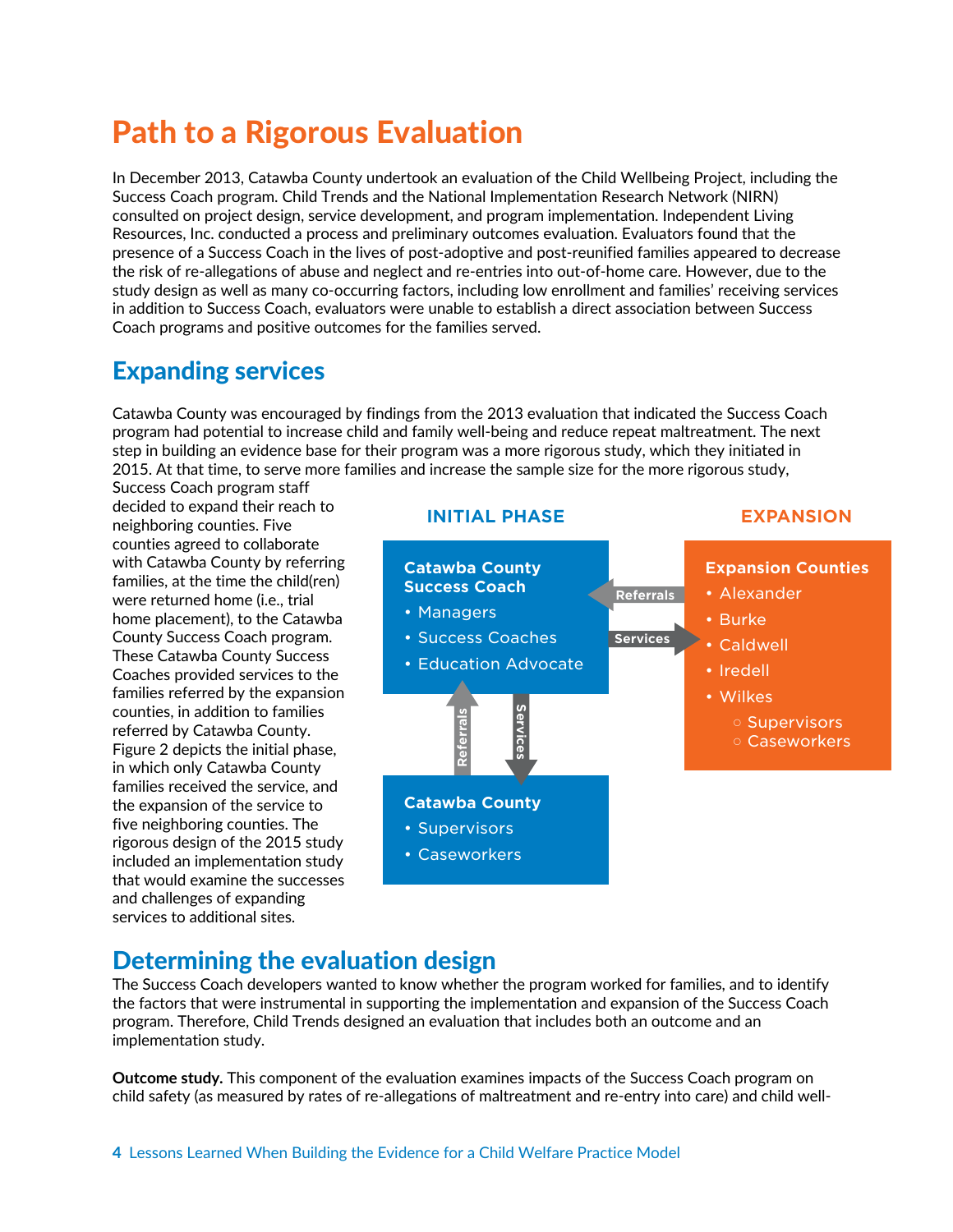# Path to a Rigorous Evaluation

In December 2013, Catawba County undertook an evaluation of the Child Wellbeing Project, including the Success Coach program. Child Trends and the National Implementation Research Network (NIRN) consulted on project design, service development, and program implementation. Independent Living Resources, Inc. conducted a process and preliminary outcomes evaluation. Evaluators found that the presence of a Success Coach in the lives of post-adoptive and post-reunified families appeared to decrease the risk of re-allegations of abuse and neglect and re-entries into out-of-home care. However, due to the study design as well as many co-occurring factors, including low enrollment and families' receiving services in addition to Success Coach, evaluators were unable to establish a direct association between Success Coach programs and positive outcomes for the families served.

## Expanding services

Catawba County was encouraged by findings from the 2013 evaluation that indicated the Success Coach program had potential to increase child and family well-being and reduce repeat maltreatment. The next step in building an evidence base for their program was a more rigorous study, which they initiated in 2015. At that time, to serve more families and increase the sample size for the more rigorous study, Success Coach program staff decided to expand their reach to neighboring counties. Five counties agreed to collaborate with Catawba County by referring families, at the time the child(ren) were returned home (i.e., trial home placement), to the Catawba County Success Coach program. These Catawba County Success Coaches provided services to the families referred by the expansion counties, in addition to families referred by Catawba County. Figure 2 depicts the initial phase, in which only Catawba County families received the service, and the expansion of the service to five neighboring counties. The rigorous design of the 2015 study included an implementation study that would examine the successes and challenges of expanding services to additional sites.

**INITIAL PHASE**

**Catawba County Success Coach**
- Managers
- Success Coaches
- Education Advocate

**Catawba County**
- Supervisors
- Caseworkers

(Catawba County → Referrals → Catawba County Success Coach; Catawba County Success Coach → Services → Catawba County)

**EXPANSION**

**Expansion Counties**
- Alexander
- Burke
- Caldwell
- Iredell
- Wilkes
  - Supervisors
  - Caseworkers

(Expansion Counties → Referrals → Catawba County Success Coach; Catawba County Success Coach → Services → Expansion Counties)

## Determining the evaluation design

The Success Coach developers wanted to know whether the program worked for families, and to identify the factors that were instrumental in supporting the implementation and expansion of the Success Coach program. Therefore, Child Trends designed an evaluation that includes both an outcome and an implementation study.

**Outcome study.** This component of the evaluation examines impacts of the Success Coach program on child safety (as measured by rates of re-allegations of maltreatment and re-entry into care) and child well-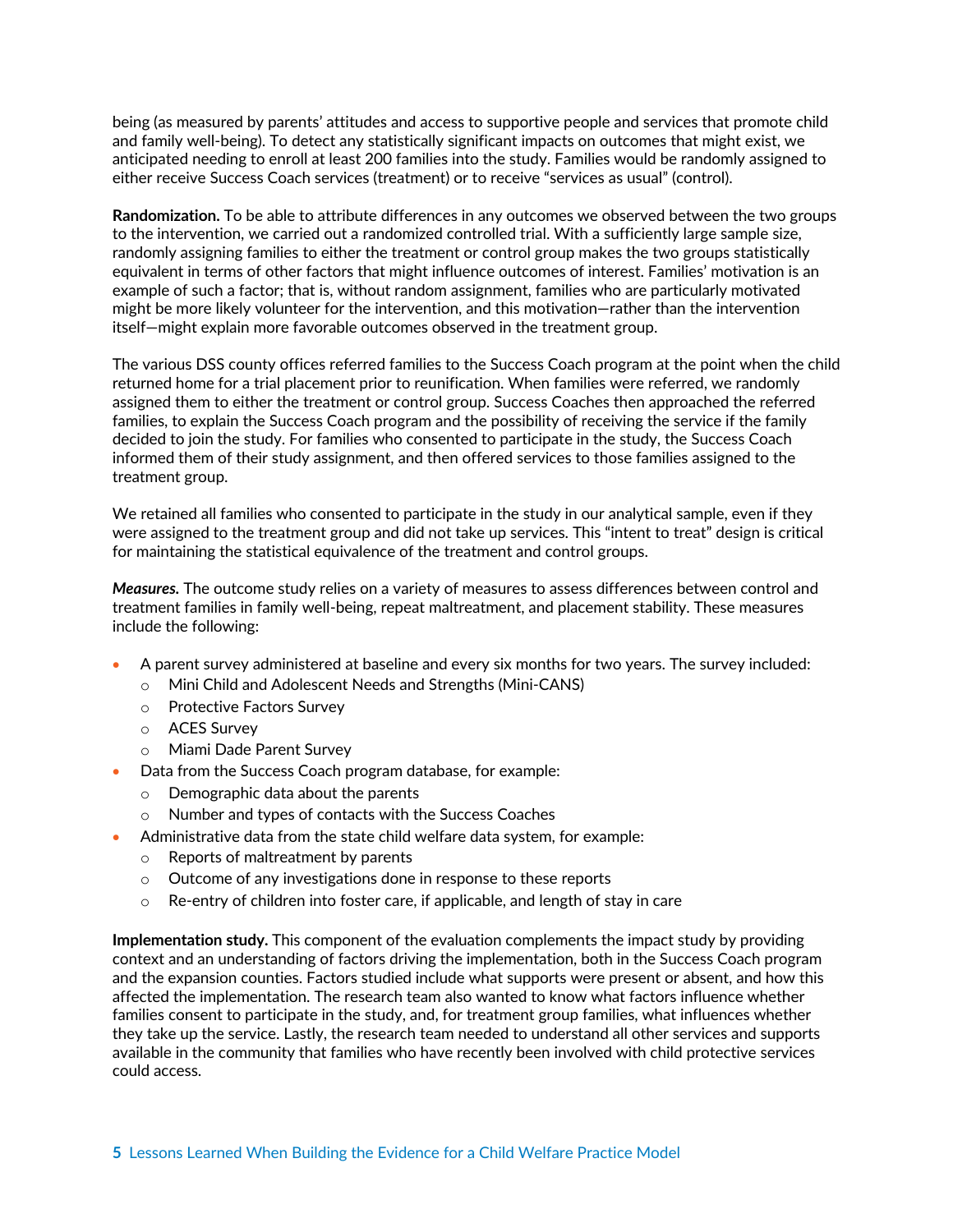being (as measured by parents' attitudes and access to supportive people and services that promote child and family well-being). To detect any statistically significant impacts on outcomes that might exist, we anticipated needing to enroll at least 200 families into the study. Families would be randomly assigned to either receive Success Coach services (treatment) or to receive "services as usual" (control).

**Randomization.** To be able to attribute differences in any outcomes we observed between the two groups to the intervention, we carried out a randomized controlled trial. With a sufficiently large sample size, randomly assigning families to either the treatment or control group makes the two groups statistically equivalent in terms of other factors that might influence outcomes of interest. Families' motivation is an example of such a factor; that is, without random assignment, families who are particularly motivated might be more likely volunteer for the intervention, and this motivation—rather than the intervention itself—might explain more favorable outcomes observed in the treatment group.

The various DSS county offices referred families to the Success Coach program at the point when the child returned home for a trial placement prior to reunification. When families were referred, we randomly assigned them to either the treatment or control group. Success Coaches then approached the referred families, to explain the Success Coach program and the possibility of receiving the service if the family decided to join the study. For families who consented to participate in the study, the Success Coach informed them of their study assignment, and then offered services to those families assigned to the treatment group.

We retained all families who consented to participate in the study in our analytical sample, even if they were assigned to the treatment group and did not take up services. This "intent to treat" design is critical for maintaining the statistical equivalence of the treatment and control groups.

***Measures.*** The outcome study relies on a variety of measures to assess differences between control and treatment families in family well-being, repeat maltreatment, and placement stability. These measures include the following:

- A parent survey administered at baseline and every six months for two years. The survey included:
  - Mini Child and Adolescent Needs and Strengths (Mini-CANS)
  - Protective Factors Survey
  - ACES Survey
  - Miami Dade Parent Survey
- Data from the Success Coach program database, for example:
  - Demographic data about the parents
  - Number and types of contacts with the Success Coaches
- Administrative data from the state child welfare data system, for example:
  - Reports of maltreatment by parents
  - Outcome of any investigations done in response to these reports
  - Re-entry of children into foster care, if applicable, and length of stay in care

**Implementation study.** This component of the evaluation complements the impact study by providing context and an understanding of factors driving the implementation, both in the Success Coach program and the expansion counties. Factors studied include what supports were present or absent, and how this affected the implementation. The research team also wanted to know what factors influence whether families consent to participate in the study, and, for treatment group families, what influences whether they take up the service. Lastly, the research team needed to understand all other services and supports available in the community that families who have recently been involved with child protective services could access.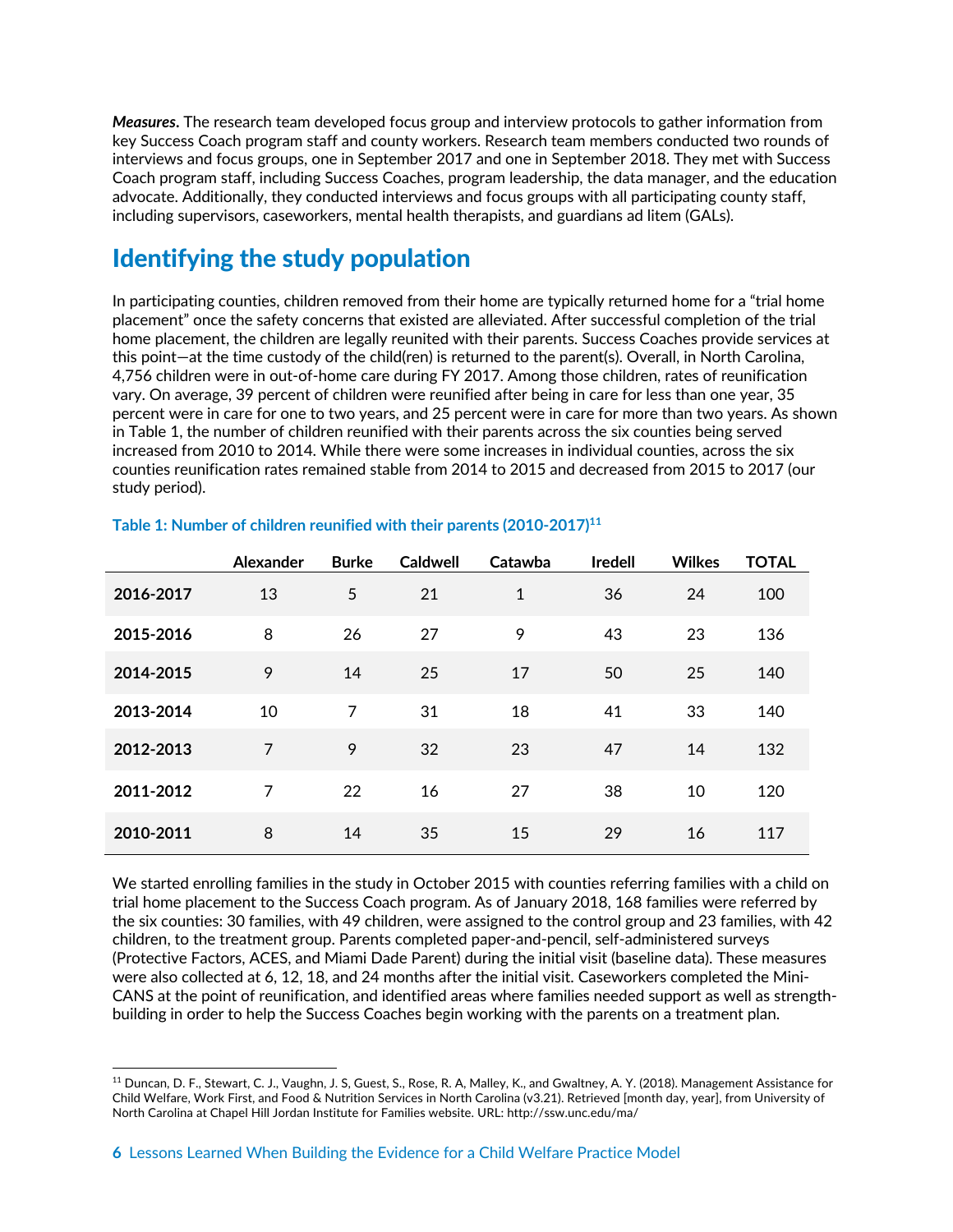***Measures***. The research team developed focus group and interview protocols to gather information from key Success Coach program staff and county workers. Research team members conducted two rounds of interviews and focus groups, one in September 2017 and one in September 2018. They met with Success Coach program staff, including Success Coaches, program leadership, the data manager, and the education advocate. Additionally, they conducted interviews and focus groups with all participating county staff, including supervisors, caseworkers, mental health therapists, and guardians ad litem (GALs).

## Identifying the study population

In participating counties, children removed from their home are typically returned home for a "trial home placement" once the safety concerns that existed are alleviated. After successful completion of the trial home placement, the children are legally reunited with their parents. Success Coaches provide services at this point—at the time custody of the child(ren) is returned to the parent(s). Overall, in North Carolina, 4,756 children were in out-of-home care during FY 2017. Among those children, rates of reunification vary. On average, 39 percent of children were reunified after being in care for less than one year, 35 percent were in care for one to two years, and 25 percent were in care for more than two years. As shown in Table 1, the number of children reunified with their parents across the six counties being served increased from 2010 to 2014. While there were some increases in individual counties, across the six counties reunification rates remained stable from 2014 to 2015 and decreased from 2015 to 2017 (our study period).

**Table 1: Number of children reunified with their parents (2010-2017)[11]**

| | Alexander | Burke | Caldwell | Catawba | Iredell | Wilkes | TOTAL |
|---|---|---|---|---|---|---|---|
| **2016-2017** | 13 | 5 | 21 | 1 | 36 | 24 | 100 |
| **2015-2016** | 8 | 26 | 27 | 9 | 43 | 23 | 136 |
| **2014-2015** | 9 | 14 | 25 | 17 | 50 | 25 | 140 |
| **2013-2014** | 10 | 7 | 31 | 18 | 41 | 33 | 140 |
| **2012-2013** | 7 | 9 | 32 | 23 | 47 | 14 | 132 |
| **2011-2012** | 7 | 22 | 16 | 27 | 38 | 10 | 120 |
| **2010-2011** | 8 | 14 | 35 | 15 | 29 | 16 | 117 |

We started enrolling families in the study in October 2015 with counties referring families with a child on trial home placement to the Success Coach program. As of January 2018, 168 families were referred by the six counties: 30 families, with 49 children, were assigned to the control group and 23 families, with 42 children, to the treatment group. Parents completed paper-and-pencil, self-administered surveys (Protective Factors, ACES, and Miami Dade Parent) during the initial visit (baseline data). These measures were also collected at 6, 12, 18, and 24 months after the initial visit. Caseworkers completed the Mini-CANS at the point of reunification, and identified areas where families needed support as well as strength-building in order to help the Success Coaches begin working with the parents on a treatment plan.

[11] Duncan, D. F., Stewart, C. J., Vaughn, J. S, Guest, S., Rose, R. A, Malley, K., and Gwaltney, A. Y. (2018). Management Assistance for Child Welfare, Work First, and Food & Nutrition Services in North Carolina (v3.21). Retrieved [month day, year], from University of North Carolina at Chapel Hill Jordan Institute for Families website. URL: http://ssw.unc.edu/ma/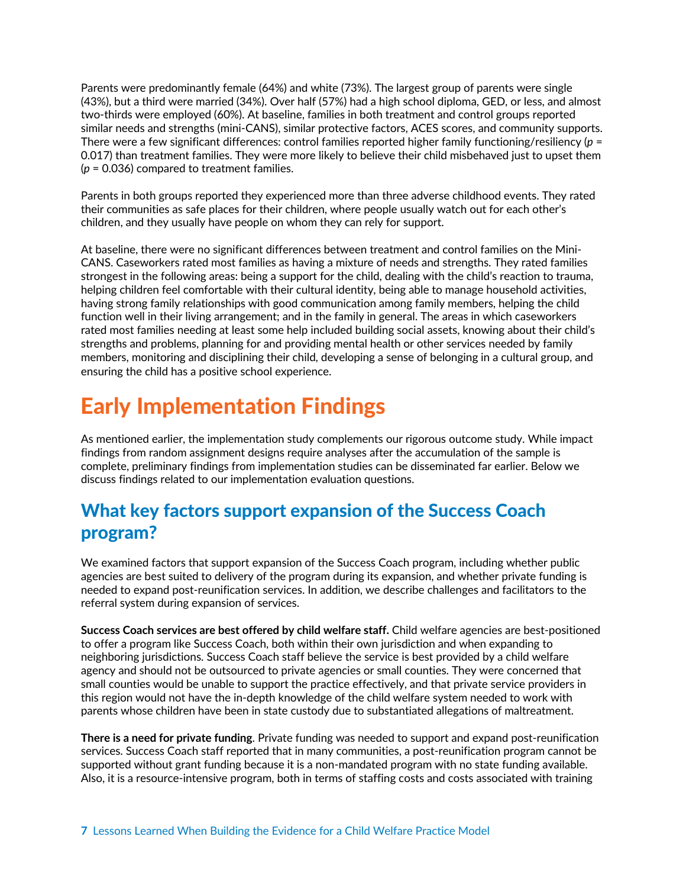Parents were predominantly female (64%) and white (73%). The largest group of parents were single (43%), but a third were married (34%). Over half (57%) had a high school diploma, GED, or less, and almost two-thirds were employed (60%). At baseline, families in both treatment and control groups reported similar needs and strengths (mini-CANS), similar protective factors, ACES scores, and community supports. There were a few significant differences: control families reported higher family functioning/resiliency ($p$ = 0.017) than treatment families. They were more likely to believe their child misbehaved just to upset them ($p$ = 0.036) compared to treatment families.

Parents in both groups reported they experienced more than three adverse childhood events. They rated their communities as safe places for their children, where people usually watch out for each other's children, and they usually have people on whom they can rely for support.

At baseline, there were no significant differences between treatment and control families on the Mini-CANS. Caseworkers rated most families as having a mixture of needs and strengths. They rated families strongest in the following areas: being a support for the child, dealing with the child's reaction to trauma, helping children feel comfortable with their cultural identity, being able to manage household activities, having strong family relationships with good communication among family members, helping the child function well in their living arrangement; and in the family in general. The areas in which caseworkers rated most families needing at least some help included building social assets, knowing about their child's strengths and problems, planning for and providing mental health or other services needed by family members, monitoring and disciplining their child, developing a sense of belonging in a cultural group, and ensuring the child has a positive school experience.

# Early Implementation Findings

As mentioned earlier, the implementation study complements our rigorous outcome study. While impact findings from random assignment designs require analyses after the accumulation of the sample is complete, preliminary findings from implementation studies can be disseminated far earlier. Below we discuss findings related to our implementation evaluation questions.

## What key factors support expansion of the Success Coach program?

We examined factors that support expansion of the Success Coach program, including whether public agencies are best suited to delivery of the program during its expansion, and whether private funding is needed to expand post-reunification services. In addition, we describe challenges and facilitators to the referral system during expansion of services.

**Success Coach services are best offered by child welfare staff.** Child welfare agencies are best-positioned to offer a program like Success Coach, both within their own jurisdiction and when expanding to neighboring jurisdictions. Success Coach staff believe the service is best provided by a child welfare agency and should not be outsourced to private agencies or small counties. They were concerned that small counties would be unable to support the practice effectively, and that private service providers in this region would not have the in-depth knowledge of the child welfare system needed to work with parents whose children have been in state custody due to substantiated allegations of maltreatment.

**There is a need for private funding**. Private funding was needed to support and expand post-reunification services. Success Coach staff reported that in many communities, a post-reunification program cannot be supported without grant funding because it is a non-mandated program with no state funding available. Also, it is a resource-intensive program, both in terms of staffing costs and costs associated with training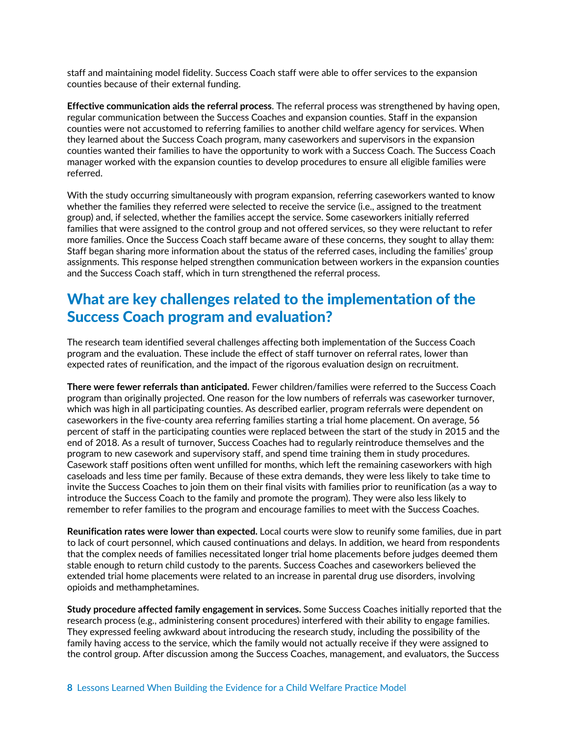staff and maintaining model fidelity. Success Coach staff were able to offer services to the expansion counties because of their external funding.

**Effective communication aids the referral process**. The referral process was strengthened by having open, regular communication between the Success Coaches and expansion counties. Staff in the expansion counties were not accustomed to referring families to another child welfare agency for services. When they learned about the Success Coach program, many caseworkers and supervisors in the expansion counties wanted their families to have the opportunity to work with a Success Coach. The Success Coach manager worked with the expansion counties to develop procedures to ensure all eligible families were referred.

With the study occurring simultaneously with program expansion, referring caseworkers wanted to know whether the families they referred were selected to receive the service (i.e., assigned to the treatment group) and, if selected, whether the families accept the service. Some caseworkers initially referred families that were assigned to the control group and not offered services, so they were reluctant to refer more families. Once the Success Coach staff became aware of these concerns, they sought to allay them: Staff began sharing more information about the status of the referred cases, including the families' group assignments. This response helped strengthen communication between workers in the expansion counties and the Success Coach staff, which in turn strengthened the referral process.

## What are key challenges related to the implementation of the Success Coach program and evaluation?

The research team identified several challenges affecting both implementation of the Success Coach program and the evaluation. These include the effect of staff turnover on referral rates, lower than expected rates of reunification, and the impact of the rigorous evaluation design on recruitment.

**There were fewer referrals than anticipated.** Fewer children/families were referred to the Success Coach program than originally projected. One reason for the low numbers of referrals was caseworker turnover, which was high in all participating counties. As described earlier, program referrals were dependent on caseworkers in the five-county area referring families starting a trial home placement. On average, 56 percent of staff in the participating counties were replaced between the start of the study in 2015 and the end of 2018. As a result of turnover, Success Coaches had to regularly reintroduce themselves and the program to new casework and supervisory staff, and spend time training them in study procedures. Casework staff positions often went unfilled for months, which left the remaining caseworkers with high caseloads and less time per family. Because of these extra demands, they were less likely to take time to invite the Success Coaches to join them on their final visits with families prior to reunification (as a way to introduce the Success Coach to the family and promote the program). They were also less likely to remember to refer families to the program and encourage families to meet with the Success Coaches.

**Reunification rates were lower than expected.** Local courts were slow to reunify some families, due in part to lack of court personnel, which caused continuations and delays. In addition, we heard from respondents that the complex needs of families necessitated longer trial home placements before judges deemed them stable enough to return child custody to the parents. Success Coaches and caseworkers believed the extended trial home placements were related to an increase in parental drug use disorders, involving opioids and methamphetamines.

**Study procedure affected family engagement in services.** Some Success Coaches initially reported that the research process (e.g., administering consent procedures) interfered with their ability to engage families. They expressed feeling awkward about introducing the research study, including the possibility of the family having access to the service, which the family would not actually receive if they were assigned to the control group. After discussion among the Success Coaches, management, and evaluators, the Success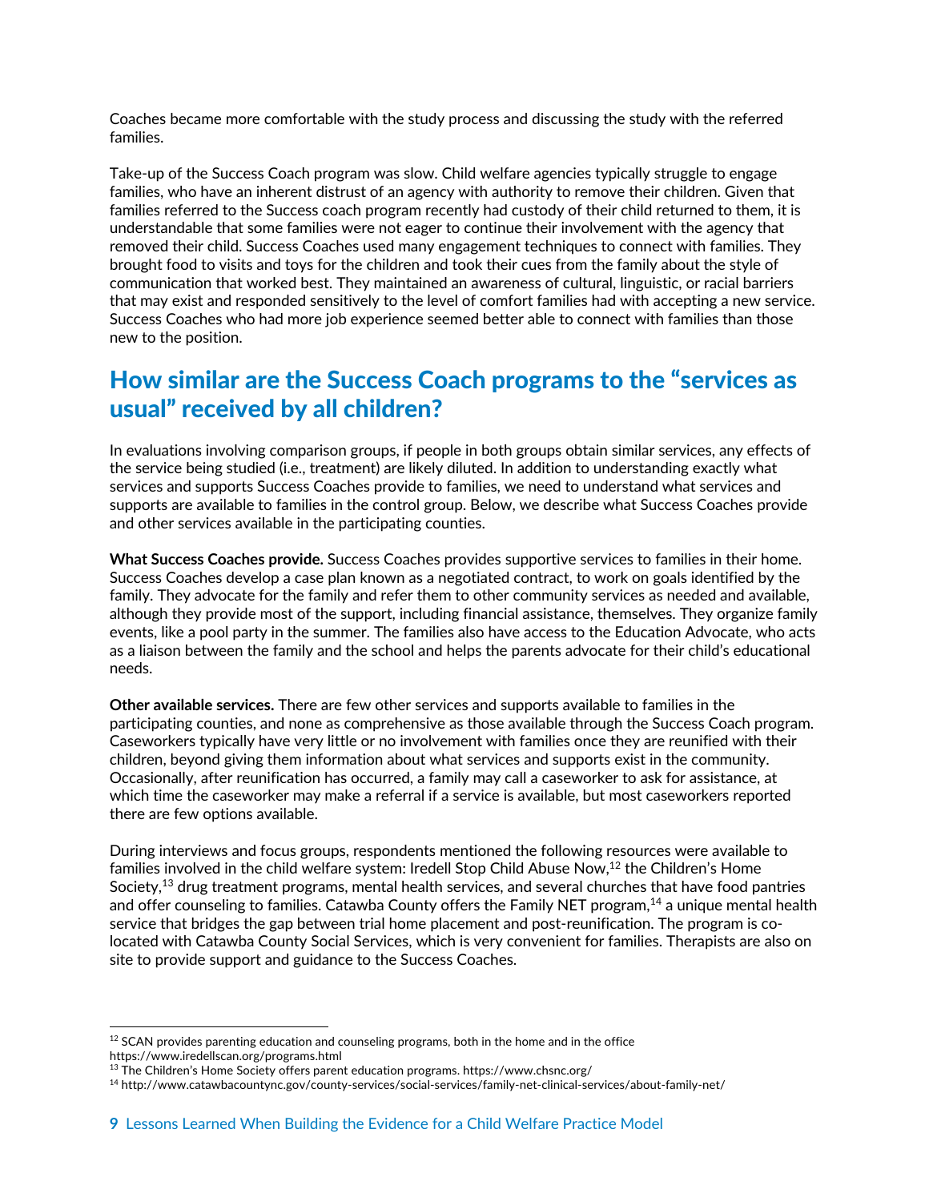Coaches became more comfortable with the study process and discussing the study with the referred families.

Take-up of the Success Coach program was slow. Child welfare agencies typically struggle to engage families, who have an inherent distrust of an agency with authority to remove their children. Given that families referred to the Success coach program recently had custody of their child returned to them, it is understandable that some families were not eager to continue their involvement with the agency that removed their child. Success Coaches used many engagement techniques to connect with families. They brought food to visits and toys for the children and took their cues from the family about the style of communication that worked best. They maintained an awareness of cultural, linguistic, or racial barriers that may exist and responded sensitively to the level of comfort families had with accepting a new service. Success Coaches who had more job experience seemed better able to connect with families than those new to the position.

## How similar are the Success Coach programs to the "services as usual" received by all children?

In evaluations involving comparison groups, if people in both groups obtain similar services, any effects of the service being studied (i.e., treatment) are likely diluted. In addition to understanding exactly what services and supports Success Coaches provide to families, we need to understand what services and supports are available to families in the control group. Below, we describe what Success Coaches provide and other services available in the participating counties.

**What Success Coaches provide.** Success Coaches provides supportive services to families in their home. Success Coaches develop a case plan known as a negotiated contract, to work on goals identified by the family. They advocate for the family and refer them to other community services as needed and available, although they provide most of the support, including financial assistance, themselves. They organize family events, like a pool party in the summer. The families also have access to the Education Advocate, who acts as a liaison between the family and the school and helps the parents advocate for their child's educational needs.

**Other available services.** There are few other services and supports available to families in the participating counties, and none as comprehensive as those available through the Success Coach program. Caseworkers typically have very little or no involvement with families once they are reunified with their children, beyond giving them information about what services and supports exist in the community. Occasionally, after reunification has occurred, a family may call a caseworker to ask for assistance, at which time the caseworker may make a referral if a service is available, but most caseworkers reported there are few options available.

During interviews and focus groups, respondents mentioned the following resources were available to families involved in the child welfare system: Iredell Stop Child Abuse Now,[12] the Children's Home Society,[13] drug treatment programs, mental health services, and several churches that have food pantries and offer counseling to families. Catawba County offers the Family NET program,[14] a unique mental health service that bridges the gap between trial home placement and post-reunification. The program is co-located with Catawba County Social Services, which is very convenient for families. Therapists are also on site to provide support and guidance to the Success Coaches.

---

[12] SCAN provides parenting education and counseling programs, both in the home and in the office https://www.iredellscan.org/programs.html

[13] The Children's Home Society offers parent education programs. https://www.chsnc.org/

[14] http://www.catawbacountync.gov/county-services/social-services/family-net-clinical-services/about-family-net/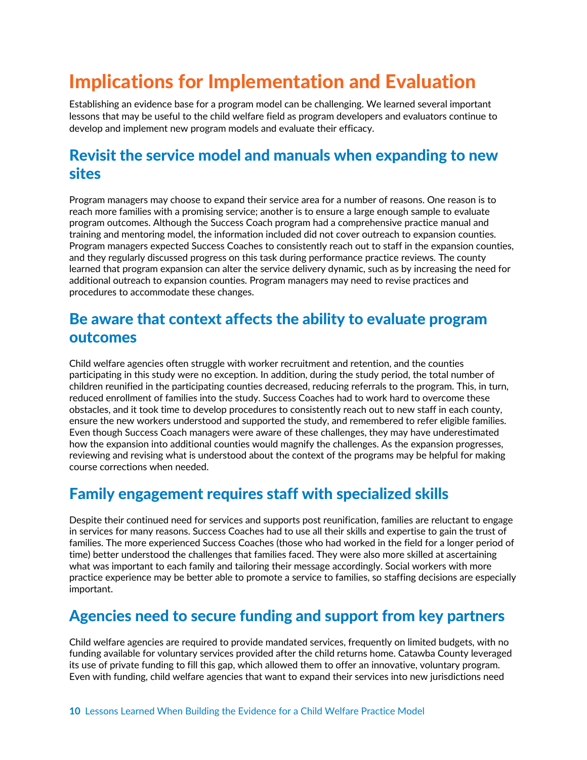# Implications for Implementation and Evaluation

Establishing an evidence base for a program model can be challenging. We learned several important lessons that may be useful to the child welfare field as program developers and evaluators continue to develop and implement new program models and evaluate their efficacy.

## Revisit the service model and manuals when expanding to new sites

Program managers may choose to expand their service area for a number of reasons. One reason is to reach more families with a promising service; another is to ensure a large enough sample to evaluate program outcomes. Although the Success Coach program had a comprehensive practice manual and training and mentoring model, the information included did not cover outreach to expansion counties. Program managers expected Success Coaches to consistently reach out to staff in the expansion counties, and they regularly discussed progress on this task during performance practice reviews. The county learned that program expansion can alter the service delivery dynamic, such as by increasing the need for additional outreach to expansion counties. Program managers may need to revise practices and procedures to accommodate these changes.

## Be aware that context affects the ability to evaluate program outcomes

Child welfare agencies often struggle with worker recruitment and retention, and the counties participating in this study were no exception. In addition, during the study period, the total number of children reunified in the participating counties decreased, reducing referrals to the program. This, in turn, reduced enrollment of families into the study. Success Coaches had to work hard to overcome these obstacles, and it took time to develop procedures to consistently reach out to new staff in each county, ensure the new workers understood and supported the study, and remembered to refer eligible families. Even though Success Coach managers were aware of these challenges, they may have underestimated how the expansion into additional counties would magnify the challenges. As the expansion progresses, reviewing and revising what is understood about the context of the programs may be helpful for making course corrections when needed.

## Family engagement requires staff with specialized skills

Despite their continued need for services and supports post reunification, families are reluctant to engage in services for many reasons. Success Coaches had to use all their skills and expertise to gain the trust of families. The more experienced Success Coaches (those who had worked in the field for a longer period of time) better understood the challenges that families faced. They were also more skilled at ascertaining what was important to each family and tailoring their message accordingly. Social workers with more practice experience may be better able to promote a service to families, so staffing decisions are especially important.

## Agencies need to secure funding and support from key partners

Child welfare agencies are required to provide mandated services, frequently on limited budgets, with no funding available for voluntary services provided after the child returns home. Catawba County leveraged its use of private funding to fill this gap, which allowed them to offer an innovative, voluntary program. Even with funding, child welfare agencies that want to expand their services into new jurisdictions need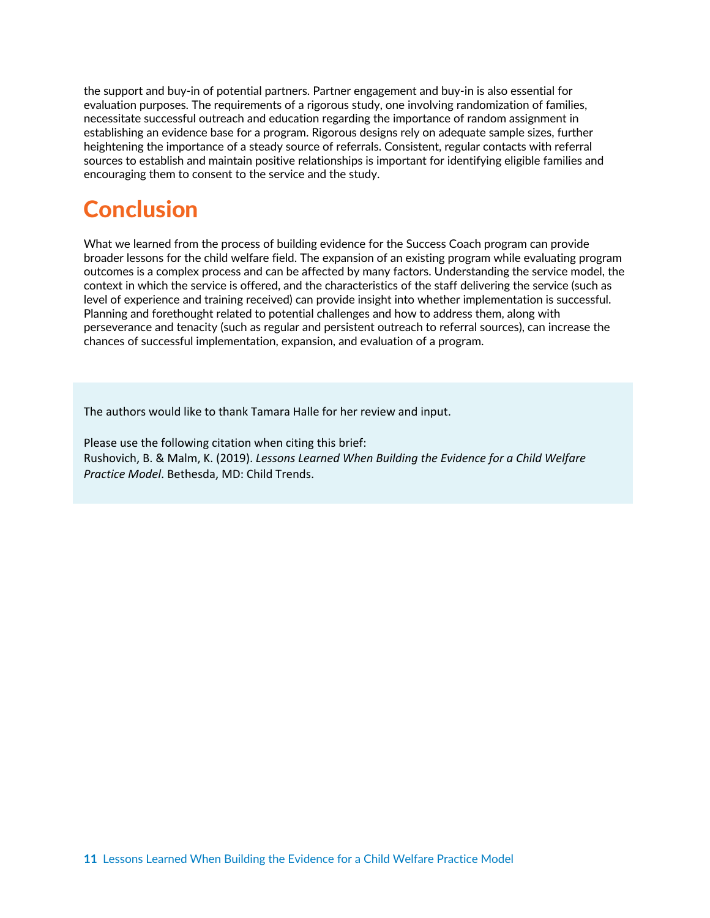the support and buy-in of potential partners. Partner engagement and buy-in is also essential for evaluation purposes. The requirements of a rigorous study, one involving randomization of families, necessitate successful outreach and education regarding the importance of random assignment in establishing an evidence base for a program. Rigorous designs rely on adequate sample sizes, further heightening the importance of a steady source of referrals. Consistent, regular contacts with referral sources to establish and maintain positive relationships is important for identifying eligible families and encouraging them to consent to the service and the study.

# Conclusion

What we learned from the process of building evidence for the Success Coach program can provide broader lessons for the child welfare field. The expansion of an existing program while evaluating program outcomes is a complex process and can be affected by many factors. Understanding the service model, the context in which the service is offered, and the characteristics of the staff delivering the service (such as level of experience and training received) can provide insight into whether implementation is successful. Planning and forethought related to potential challenges and how to address them, along with perseverance and tenacity (such as regular and persistent outreach to referral sources), can increase the chances of successful implementation, expansion, and evaluation of a program.

The authors would like to thank Tamara Halle for her review and input.

Please use the following citation when citing this brief:
Rushovich, B. & Malm, K. (2019). *Lessons Learned When Building the Evidence for a Child Welfare Practice Model*. Bethesda, MD: Child Trends.